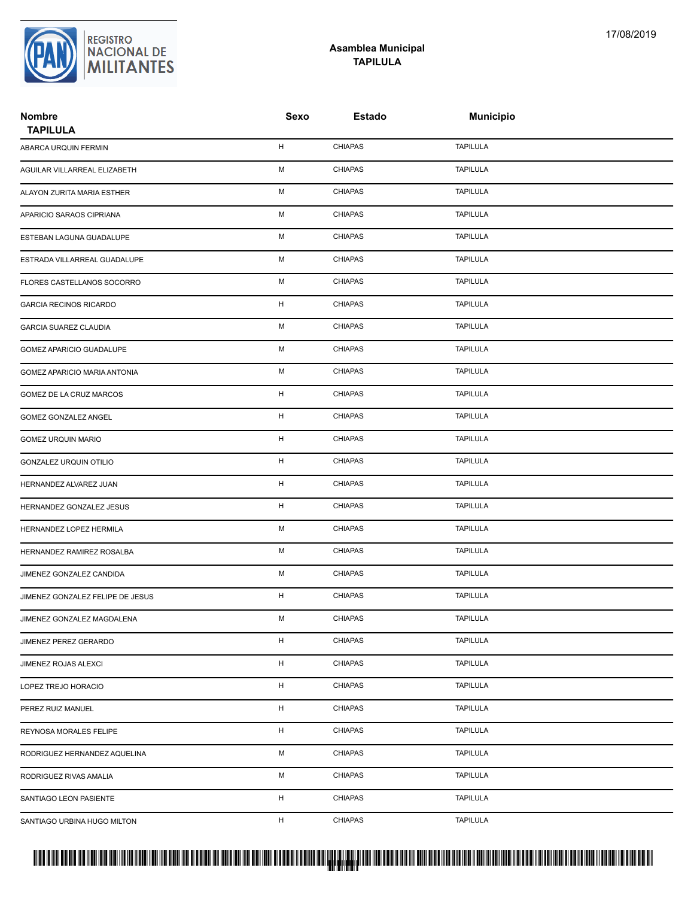REGISTRO NACIONAL DE MILITANTES

## Asamblea Municipal
## TAPILULA

17/08/2019

| Nombre<br>TAPILULA | Sexo | Estado | Municipio |
|---|---|---|---|
| ABARCA URQUIN FERMIN | H | CHIAPAS | TAPILULA |
| AGUILAR VILLARREAL ELIZABETH | M | CHIAPAS | TAPILULA |
| ALAYON ZURITA MARIA ESTHER | M | CHIAPAS | TAPILULA |
| APARICIO SARAOS CIPRIANA | M | CHIAPAS | TAPILULA |
| ESTEBAN LAGUNA GUADALUPE | M | CHIAPAS | TAPILULA |
| ESTRADA VILLARREAL GUADALUPE | M | CHIAPAS | TAPILULA |
| FLORES CASTELLANOS SOCORRO | M | CHIAPAS | TAPILULA |
| GARCIA RECINOS RICARDO | H | CHIAPAS | TAPILULA |
| GARCIA SUAREZ CLAUDIA | M | CHIAPAS | TAPILULA |
| GOMEZ APARICIO GUADALUPE | M | CHIAPAS | TAPILULA |
| GOMEZ APARICIO MARIA ANTONIA | M | CHIAPAS | TAPILULA |
| GOMEZ DE LA CRUZ MARCOS | H | CHIAPAS | TAPILULA |
| GOMEZ GONZALEZ ANGEL | H | CHIAPAS | TAPILULA |
| GOMEZ URQUIN MARIO | H | CHIAPAS | TAPILULA |
| GONZALEZ URQUIN OTILIO | H | CHIAPAS | TAPILULA |
| HERNANDEZ ALVAREZ JUAN | H | CHIAPAS | TAPILULA |
| HERNANDEZ GONZALEZ JESUS | H | CHIAPAS | TAPILULA |
| HERNANDEZ LOPEZ HERMILA | M | CHIAPAS | TAPILULA |
| HERNANDEZ RAMIREZ ROSALBA | M | CHIAPAS | TAPILULA |
| JIMENEZ GONZALEZ CANDIDA | M | CHIAPAS | TAPILULA |
| JIMENEZ GONZALEZ FELIPE DE JESUS | H | CHIAPAS | TAPILULA |
| JIMENEZ GONZALEZ MAGDALENA | M | CHIAPAS | TAPILULA |
| JIMENEZ PEREZ GERARDO | H | CHIAPAS | TAPILULA |
| JIMENEZ ROJAS ALEXCI | H | CHIAPAS | TAPILULA |
| LOPEZ TREJO HORACIO | H | CHIAPAS | TAPILULA |
| PEREZ RUIZ MANUEL | H | CHIAPAS | TAPILULA |
| REYNOSA MORALES FELIPE | H | CHIAPAS | TAPILULA |
| RODRIGUEZ HERNANDEZ AQUELINA | M | CHIAPAS | TAPILULA |
| RODRIGUEZ RIVAS AMALIA | M | CHIAPAS | TAPILULA |
| SANTIAGO LEON PASIENTE | H | CHIAPAS | TAPILULA |
| SANTIAGO URBINA HUGO MILTON | H | CHIAPAS | TAPILULA |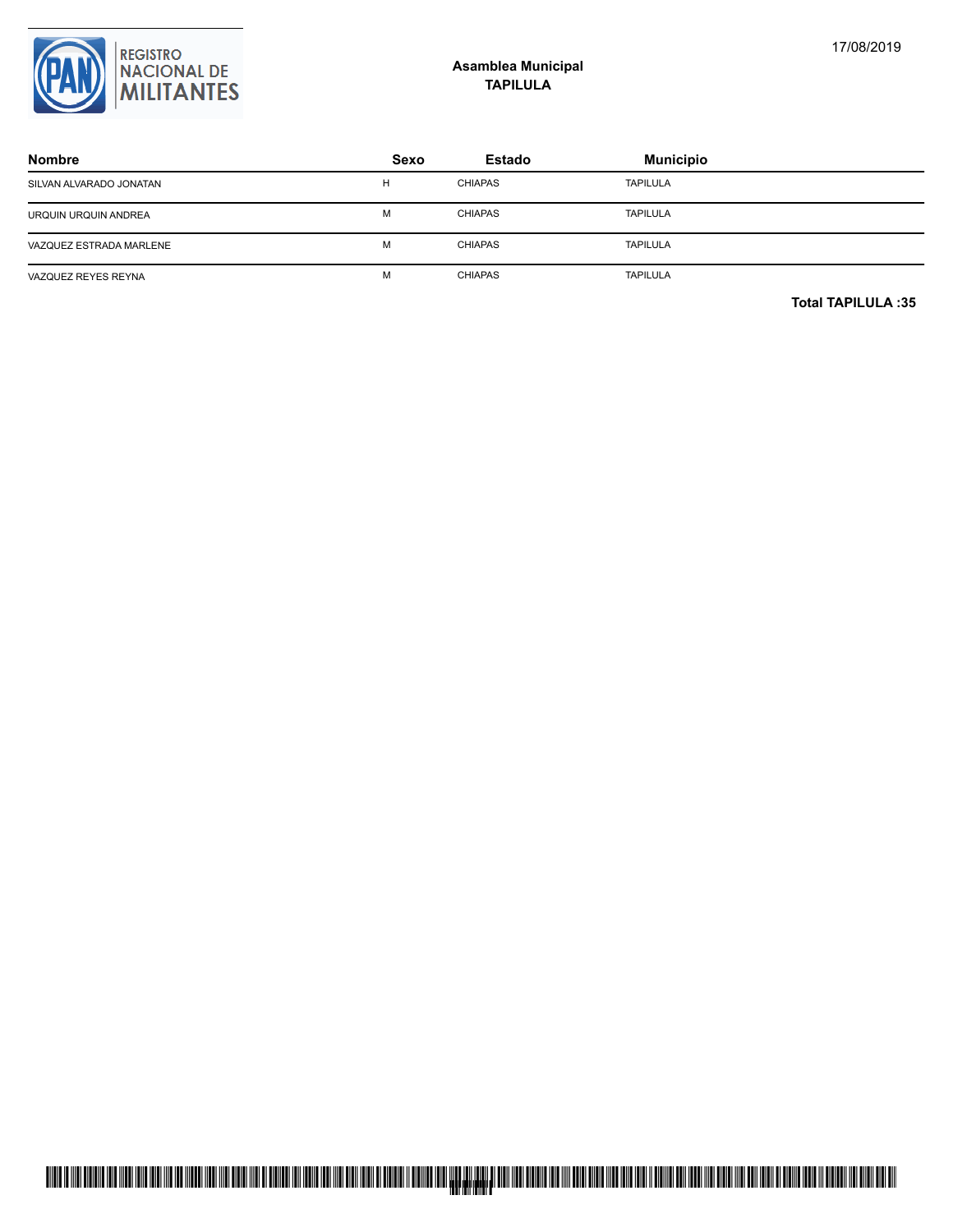| Nombre | Sexo | Estado | Municipio |
|---|---|---|---|
| SILVAN ALVARADO JONATAN | H | CHIAPAS | TAPILULA |
| URQUIN URQUIN ANDREA | M | CHIAPAS | TAPILULA |
| VAZQUEZ ESTRADA MARLENE | M | CHIAPAS | TAPILULA |
| VAZQUEZ REYES REYNA | M | CHIAPAS | TAPILULA |

**Total TAPILULA :35**